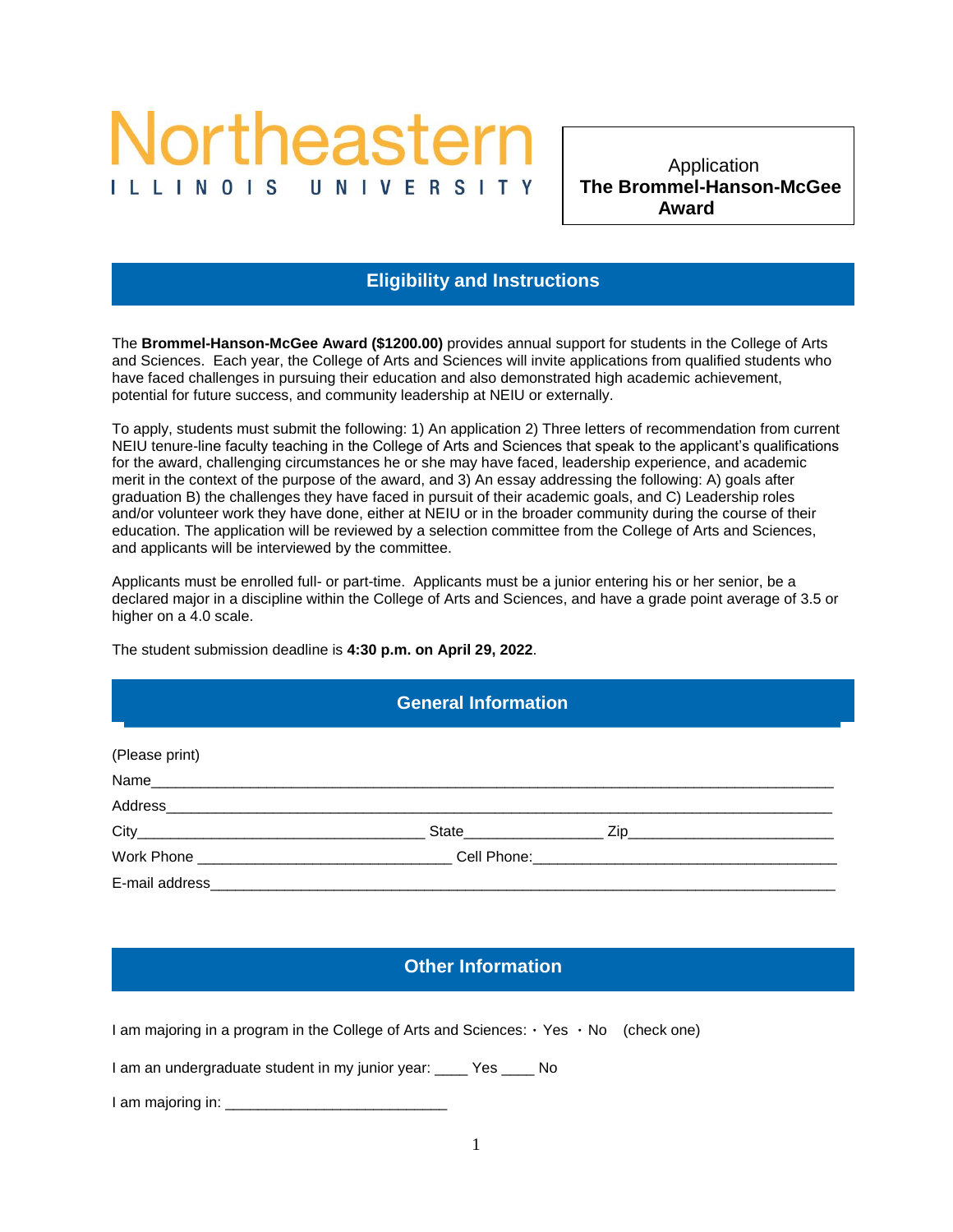# Northeastern ILLINOIS UNIVERSITY

Application
**The Brommel-Hanson-McGee Award**

## Eligibility and Instructions

The **Brommel-Hanson-McGee Award ($1200.00)** provides annual support for students in the College of Arts and Sciences. Each year, the College of Arts and Sciences will invite applications from qualified students who have faced challenges in pursuing their education and also demonstrated high academic achievement, potential for future success, and community leadership at NEIU or externally.

To apply, students must submit the following: 1) An application 2) Three letters of recommendation from current NEIU tenure-line faculty teaching in the College of Arts and Sciences that speak to the applicant's qualifications for the award, challenging circumstances he or she may have faced, leadership experience, and academic merit in the context of the purpose of the award, and 3) An essay addressing the following: A) goals after graduation B) the challenges they have faced in pursuit of their academic goals, and C) Leadership roles and/or volunteer work they have done, either at NEIU or in the broader community during the course of their education. The application will be reviewed by a selection committee from the College of Arts and Sciences, and applicants will be interviewed by the committee.

Applicants must be enrolled full- or part-time. Applicants must be a junior entering his or her senior, be a declared major in a discipline within the College of Arts and Sciences, and have a grade point average of 3.5 or higher on a 4.0 scale.

The student submission deadline is **4:30 p.m. on April 29, 2022**.

## General Information

(Please print)

Name\_\_\_\_\_\_\_\_\_\_\_\_\_\_\_\_\_\_\_\_\_\_\_\_\_\_\_\_\_\_\_\_\_\_\_\_\_\_\_\_\_\_\_\_\_\_\_\_\_\_\_\_\_\_\_\_\_\_\_\_\_\_\_\_\_\_\_\_\_\_

Address\_\_\_\_\_\_\_\_\_\_\_\_\_\_\_\_\_\_\_\_\_\_\_\_\_\_\_\_\_\_\_\_\_\_\_\_\_\_\_\_\_\_\_\_\_\_\_\_\_\_\_\_\_\_\_\_\_\_\_\_\_\_\_\_\_\_\_\_

City\_\_\_\_\_\_\_\_\_\_\_\_\_\_\_\_\_\_\_\_\_\_\_\_\_\_\_\_\_\_\_\_ State\_\_\_\_\_\_\_\_\_\_\_\_\_\_\_ Zip\_\_\_\_\_\_\_\_\_\_\_\_\_\_\_\_\_\_\_\_\_\_\_

Work Phone \_\_\_\_\_\_\_\_\_\_\_\_\_\_\_\_\_\_\_\_\_\_\_\_\_\_\_\_\_ Cell Phone:\_\_\_\_\_\_\_\_\_\_\_\_\_\_\_\_\_\_\_\_\_\_\_\_\_\_\_\_\_\_\_\_\_\_\_

E-mail address\_\_\_\_\_\_\_\_\_\_\_\_\_\_\_\_\_\_\_\_\_\_\_\_\_\_\_\_\_\_\_\_\_\_\_\_\_\_\_\_\_\_\_\_\_\_\_\_\_\_\_\_\_\_\_\_\_\_\_\_\_\_\_\_\_

## Other Information

I am majoring in a program in the College of Arts and Sciences: · Yes · No (check one)

I am an undergraduate student in my junior year: \_\_\_\_ Yes \_\_\_\_ No

I am majoring in: \_\_\_\_\_\_\_\_\_\_\_\_\_\_\_\_\_\_\_\_\_\_\_\_\_\_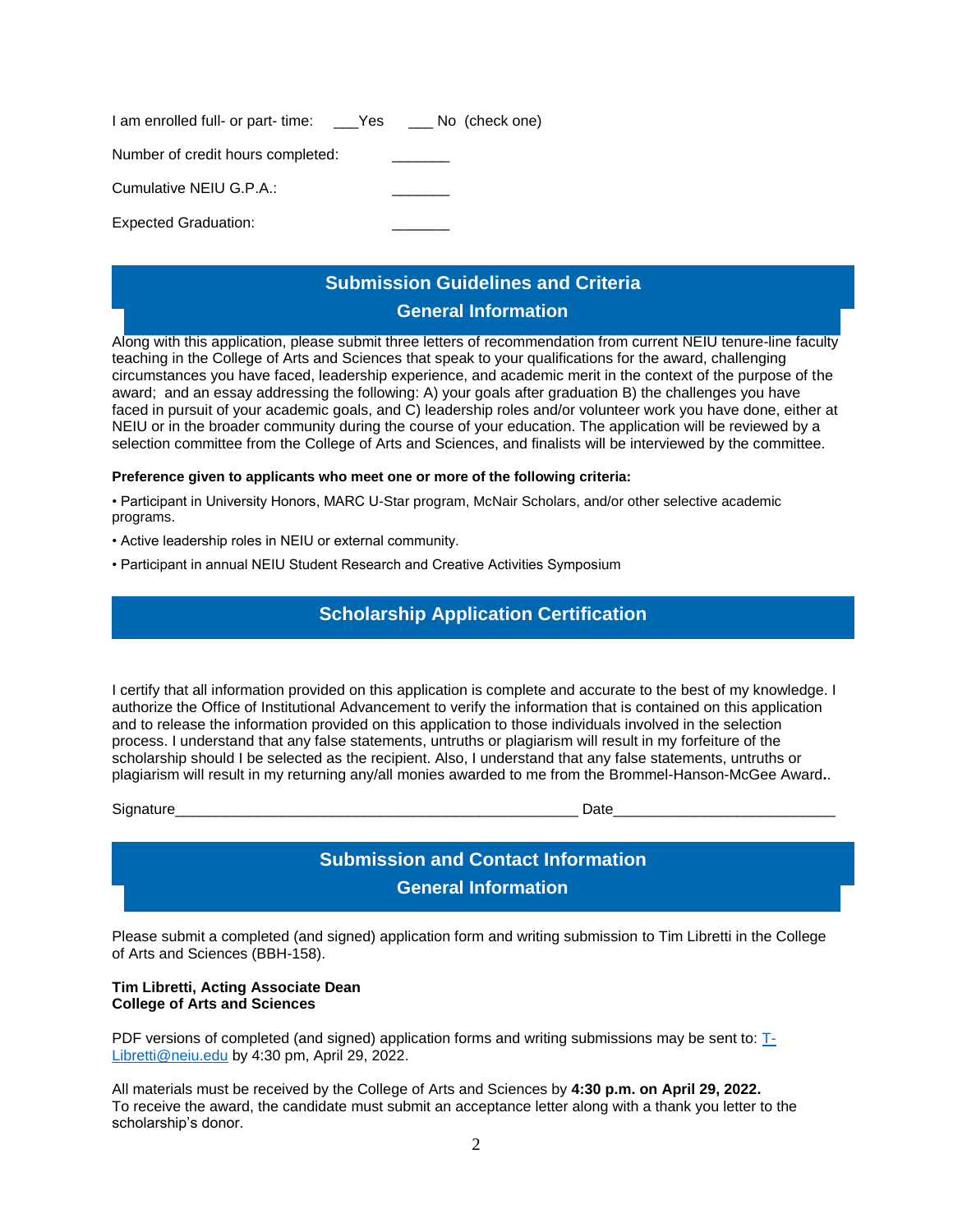I am enrolled full- or part- time: ___Yes ___ No (check one)

Number of credit hours completed: _______

Cumulative NEIU G.P.A.: _______

Expected Graduation: _______

## Submission Guidelines and Criteria

### General Information

Along with this application, please submit three letters of recommendation from current NEIU tenure-line faculty teaching in the College of Arts and Sciences that speak to your qualifications for the award, challenging circumstances you have faced, leadership experience, and academic merit in the context of the purpose of the award; and an essay addressing the following: A) your goals after graduation B) the challenges you have faced in pursuit of your academic goals, and C) leadership roles and/or volunteer work you have done, either at NEIU or in the broader community during the course of your education. The application will be reviewed by a selection committee from the College of Arts and Sciences, and finalists will be interviewed by the committee.

**Preference given to applicants who meet one or more of the following criteria:**

- Participant in University Honors, MARC U-Star program, McNair Scholars, and/or other selective academic programs.
- Active leadership roles in NEIU or external community.
- Participant in annual NEIU Student Research and Creative Activities Symposium

## Scholarship Application Certification

I certify that all information provided on this application is complete and accurate to the best of my knowledge. I authorize the Office of Institutional Advancement to verify the information that is contained on this application and to release the information provided on this application to those individuals involved in the selection process. I understand that any false statements, untruths or plagiarism will result in my forfeiture of the scholarship should I be selected as the recipient. Also, I understand that any false statements, untruths or plagiarism will result in my returning any/all monies awarded to me from the Brommel-Hanson-McGee Award**.**.

Signature__________________________________________________ Date___________________________

## Submission and Contact Information

### General Information

Please submit a completed (and signed) application form and writing submission to Tim Libretti in the College of Arts and Sciences (BBH-158).

**Tim Libretti, Acting Associate Dean**
**College of Arts and Sciences**

PDF versions of completed (and signed) application forms and writing submissions may be sent to: T-Libretti@neiu.edu by 4:30 pm, April 29, 2022.

All materials must be received by the College of Arts and Sciences by **4:30 p.m. on April 29, 2022.**
To receive the award, the candidate must submit an acceptance letter along with a thank you letter to the scholarship's donor.